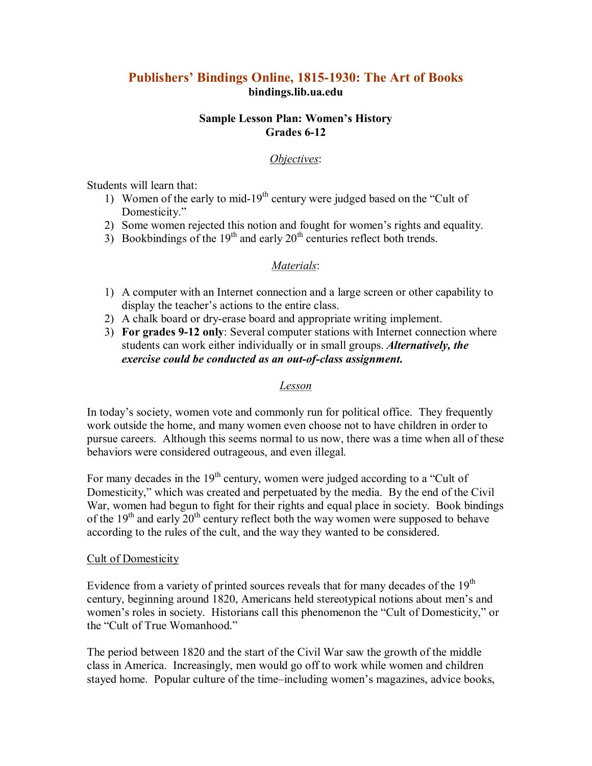# Publishers' Bindings Online, 1815-1930: The Art of Books

**bindings.lib.ua.edu**

## Sample Lesson Plan: Women's History
## Grades 6-12

### *Objectives*:

Students will learn that:

1) Women of the early to mid-19th century were judged based on the "Cult of Domesticity."
2) Some women rejected this notion and fought for women's rights and equality.
3) Bookbindings of the 19th and early 20th centuries reflect both trends.

### *Materials*:

1) A computer with an Internet connection and a large screen or other capability to display the teacher's actions to the entire class.
2) A chalk board or dry-erase board and appropriate writing implement.
3) **For grades 9-12 only**: Several computer stations with Internet connection where students can work either individually or in small groups. ***Alternatively, the exercise could be conducted as an out-of-class assignment.***

### *Lesson*

In today's society, women vote and commonly run for political office. They frequently work outside the home, and many women even choose not to have children in order to pursue careers. Although this seems normal to us now, there was a time when all of these behaviors were considered outrageous, and even illegal.

For many decades in the 19th century, women were judged according to a "Cult of Domesticity," which was created and perpetuated by the media. By the end of the Civil War, women had begun to fight for their rights and equal place in society. Book bindings of the 19th and early 20th century reflect both the way women were supposed to behave according to the rules of the cult, and the way they wanted to be considered.

#### Cult of Domesticity

Evidence from a variety of printed sources reveals that for many decades of the 19th century, beginning around 1820, Americans held stereotypical notions about men's and women's roles in society. Historians call this phenomenon the "Cult of Domesticity," or the "Cult of True Womanhood."

The period between 1820 and the start of the Civil War saw the growth of the middle class in America. Increasingly, men would go off to work while women and children stayed home. Popular culture of the time–including women's magazines, advice books,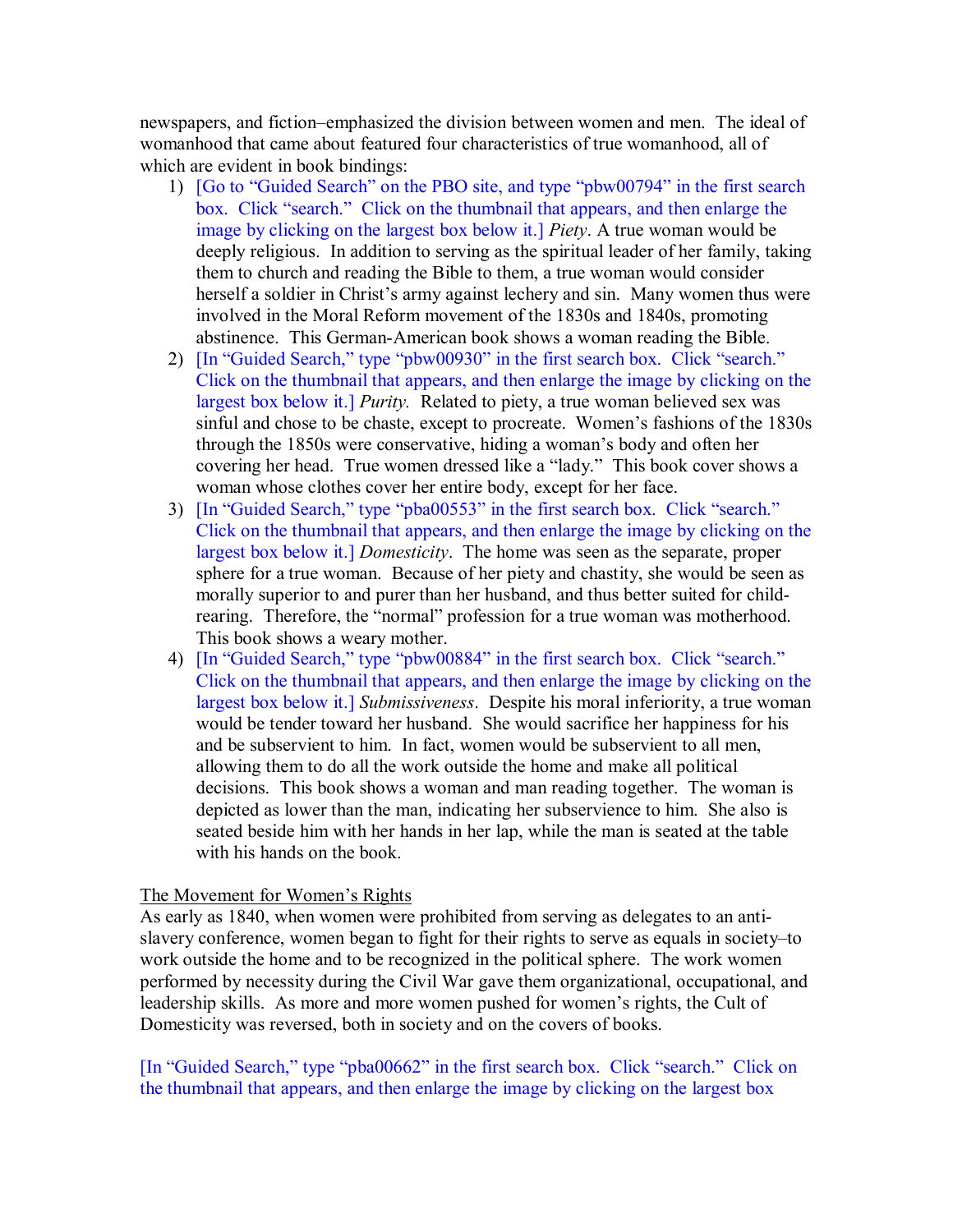newspapers, and fiction–emphasized the division between women and men. The ideal of womanhood that came about featured four characteristics of true womanhood, all of which are evident in book bindings:

1) [Go to "Guided Search" on the PBO site, and type "pbw00794" in the first search box. Click "search." Click on the thumbnail that appears, and then enlarge the image by clicking on the largest box below it.] *Piety*. A true woman would be deeply religious. In addition to serving as the spiritual leader of her family, taking them to church and reading the Bible to them, a true woman would consider herself a soldier in Christ's army against lechery and sin. Many women thus were involved in the Moral Reform movement of the 1830s and 1840s, promoting abstinence. This German-American book shows a woman reading the Bible.
2) [In "Guided Search," type "pbw00930" in the first search box. Click "search." Click on the thumbnail that appears, and then enlarge the image by clicking on the largest box below it.] *Purity.* Related to piety, a true woman believed sex was sinful and chose to be chaste, except to procreate. Women's fashions of the 1830s through the 1850s were conservative, hiding a woman's body and often her covering her head. True women dressed like a "lady." This book cover shows a woman whose clothes cover her entire body, except for her face.
3) [In "Guided Search," type "pba00553" in the first search box. Click "search." Click on the thumbnail that appears, and then enlarge the image by clicking on the largest box below it.] *Domesticity*. The home was seen as the separate, proper sphere for a true woman. Because of her piety and chastity, she would be seen as morally superior to and purer than her husband, and thus better suited for child-rearing. Therefore, the "normal" profession for a true woman was motherhood. This book shows a weary mother.
4) [In "Guided Search," type "pbw00884" in the first search box. Click "search." Click on the thumbnail that appears, and then enlarge the image by clicking on the largest box below it.] *Submissiveness*. Despite his moral inferiority, a true woman would be tender toward her husband. She would sacrifice her happiness for his and be subservient to him. In fact, women would be subservient to all men, allowing them to do all the work outside the home and make all political decisions. This book shows a woman and man reading together. The woman is depicted as lower than the man, indicating her subservience to him. She also is seated beside him with her hands in her lap, while the man is seated at the table with his hands on the book.

<u>The Movement for Women's Rights</u>

As early as 1840, when women were prohibited from serving as delegates to an anti-slavery conference, women began to fight for their rights to serve as equals in society–to work outside the home and to be recognized in the political sphere. The work women performed by necessity during the Civil War gave them organizational, occupational, and leadership skills. As more and more women pushed for women's rights, the Cult of Domesticity was reversed, both in society and on the covers of books.

[In "Guided Search," type "pba00662" in the first search box. Click "search." Click on the thumbnail that appears, and then enlarge the image by clicking on the largest box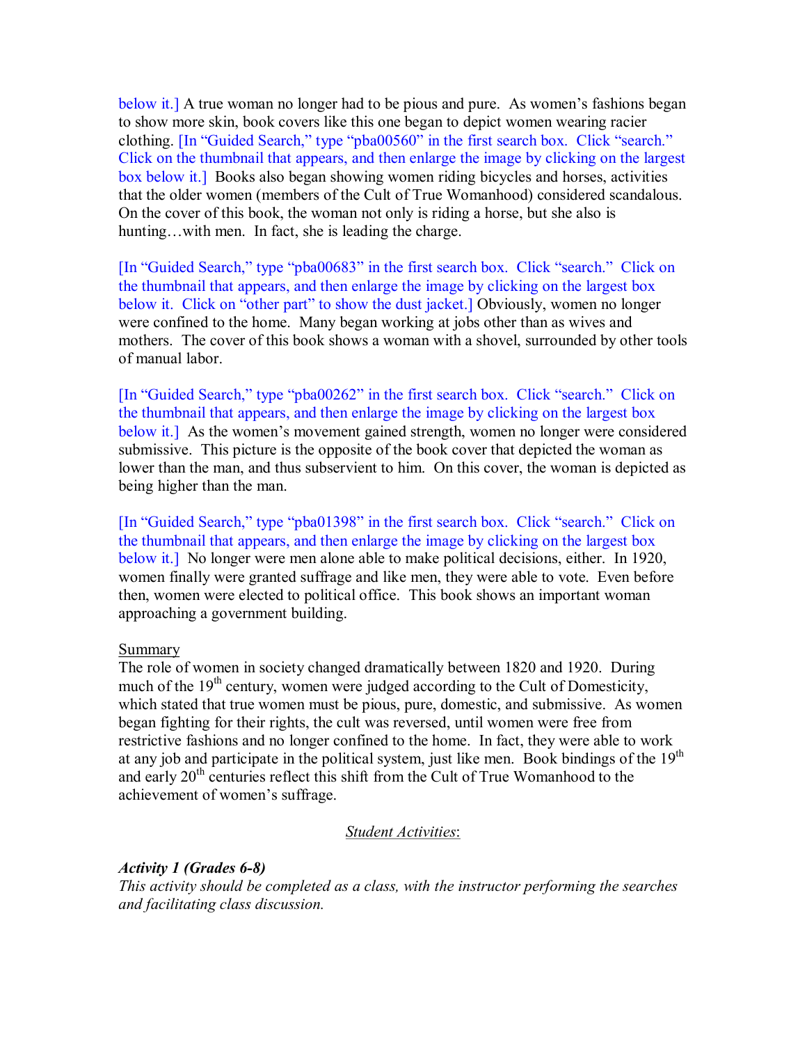below it.] A true woman no longer had to be pious and pure. As women's fashions began to show more skin, book covers like this one began to depict women wearing racier clothing. [In "Guided Search," type "pba00560" in the first search box. Click "search." Click on the thumbnail that appears, and then enlarge the image by clicking on the largest box below it.] Books also began showing women riding bicycles and horses, activities that the older women (members of the Cult of True Womanhood) considered scandalous. On the cover of this book, the woman not only is riding a horse, but she also is hunting…with men. In fact, she is leading the charge.

[In "Guided Search," type "pba00683" in the first search box. Click "search." Click on the thumbnail that appears, and then enlarge the image by clicking on the largest box below it. Click on "other part" to show the dust jacket.] Obviously, women no longer were confined to the home. Many began working at jobs other than as wives and mothers. The cover of this book shows a woman with a shovel, surrounded by other tools of manual labor.

[In "Guided Search," type "pba00262" in the first search box. Click "search." Click on the thumbnail that appears, and then enlarge the image by clicking on the largest box below it.] As the women's movement gained strength, women no longer were considered submissive. This picture is the opposite of the book cover that depicted the woman as lower than the man, and thus subservient to him. On this cover, the woman is depicted as being higher than the man.

[In "Guided Search," type "pba01398" in the first search box. Click "search." Click on the thumbnail that appears, and then enlarge the image by clicking on the largest box below it.] No longer were men alone able to make political decisions, either. In 1920, women finally were granted suffrage and like men, they were able to vote. Even before then, women were elected to political office. This book shows an important woman approaching a government building.

Summary

The role of women in society changed dramatically between 1820 and 1920. During much of the 19th century, women were judged according to the Cult of Domesticity, which stated that true women must be pious, pure, domestic, and submissive. As women began fighting for their rights, the cult was reversed, until women were free from restrictive fashions and no longer confined to the home. In fact, they were able to work at any job and participate in the political system, just like men. Book bindings of the 19th and early 20th centuries reflect this shift from the Cult of True Womanhood to the achievement of women's suffrage.

## *Student Activities*:

***Activity 1 (Grades 6-8)***

*This activity should be completed as a class, with the instructor performing the searches and facilitating class discussion.*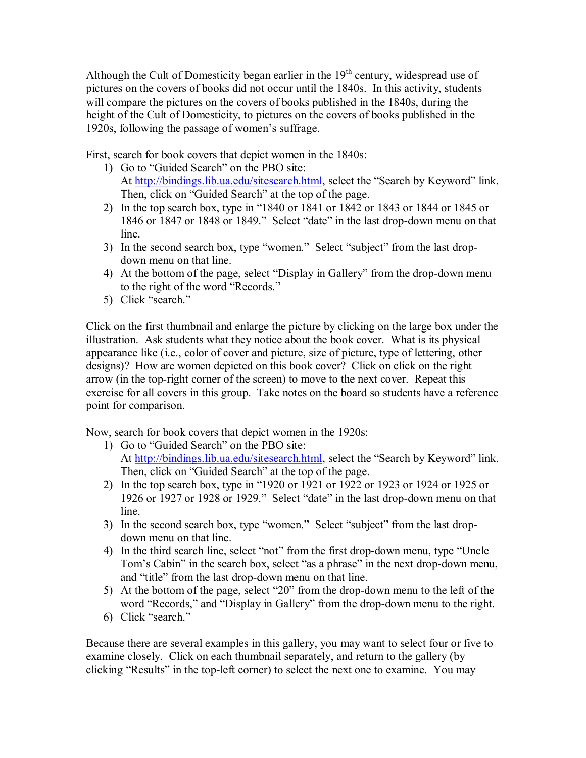Although the Cult of Domesticity began earlier in the 19th century, widespread use of pictures on the covers of books did not occur until the 1840s. In this activity, students will compare the pictures on the covers of books published in the 1840s, during the height of the Cult of Domesticity, to pictures on the covers of books published in the 1920s, following the passage of women's suffrage.

First, search for book covers that depict women in the 1840s:

1) Go to "Guided Search" on the PBO site: At http://bindings.lib.ua.edu/sitesearch.html, select the "Search by Keyword" link. Then, click on "Guided Search" at the top of the page.
2) In the top search box, type in "1840 or 1841 or 1842 or 1843 or 1844 or 1845 or 1846 or 1847 or 1848 or 1849." Select "date" in the last drop-down menu on that line.
3) In the second search box, type "women." Select "subject" from the last drop-down menu on that line.
4) At the bottom of the page, select "Display in Gallery" from the drop-down menu to the right of the word "Records."
5) Click "search."

Click on the first thumbnail and enlarge the picture by clicking on the large box under the illustration. Ask students what they notice about the book cover. What is its physical appearance like (i.e., color of cover and picture, size of picture, type of lettering, other designs)? How are women depicted on this book cover? Click on click on the right arrow (in the top-right corner of the screen) to move to the next cover. Repeat this exercise for all covers in this group. Take notes on the board so students have a reference point for comparison.

Now, search for book covers that depict women in the 1920s:

1) Go to "Guided Search" on the PBO site: At http://bindings.lib.ua.edu/sitesearch.html, select the "Search by Keyword" link. Then, click on "Guided Search" at the top of the page.
2) In the top search box, type in "1920 or 1921 or 1922 or 1923 or 1924 or 1925 or 1926 or 1927 or 1928 or 1929." Select "date" in the last drop-down menu on that line.
3) In the second search box, type "women." Select "subject" from the last drop-down menu on that line.
4) In the third search line, select "not" from the first drop-down menu, type "Uncle Tom's Cabin" in the search box, select "as a phrase" in the next drop-down menu, and "title" from the last drop-down menu on that line.
5) At the bottom of the page, select "20" from the drop-down menu to the left of the word "Records," and "Display in Gallery" from the drop-down menu to the right.
6) Click "search."

Because there are several examples in this gallery, you may want to select four or five to examine closely. Click on each thumbnail separately, and return to the gallery (by clicking "Results" in the top-left corner) to select the next one to examine. You may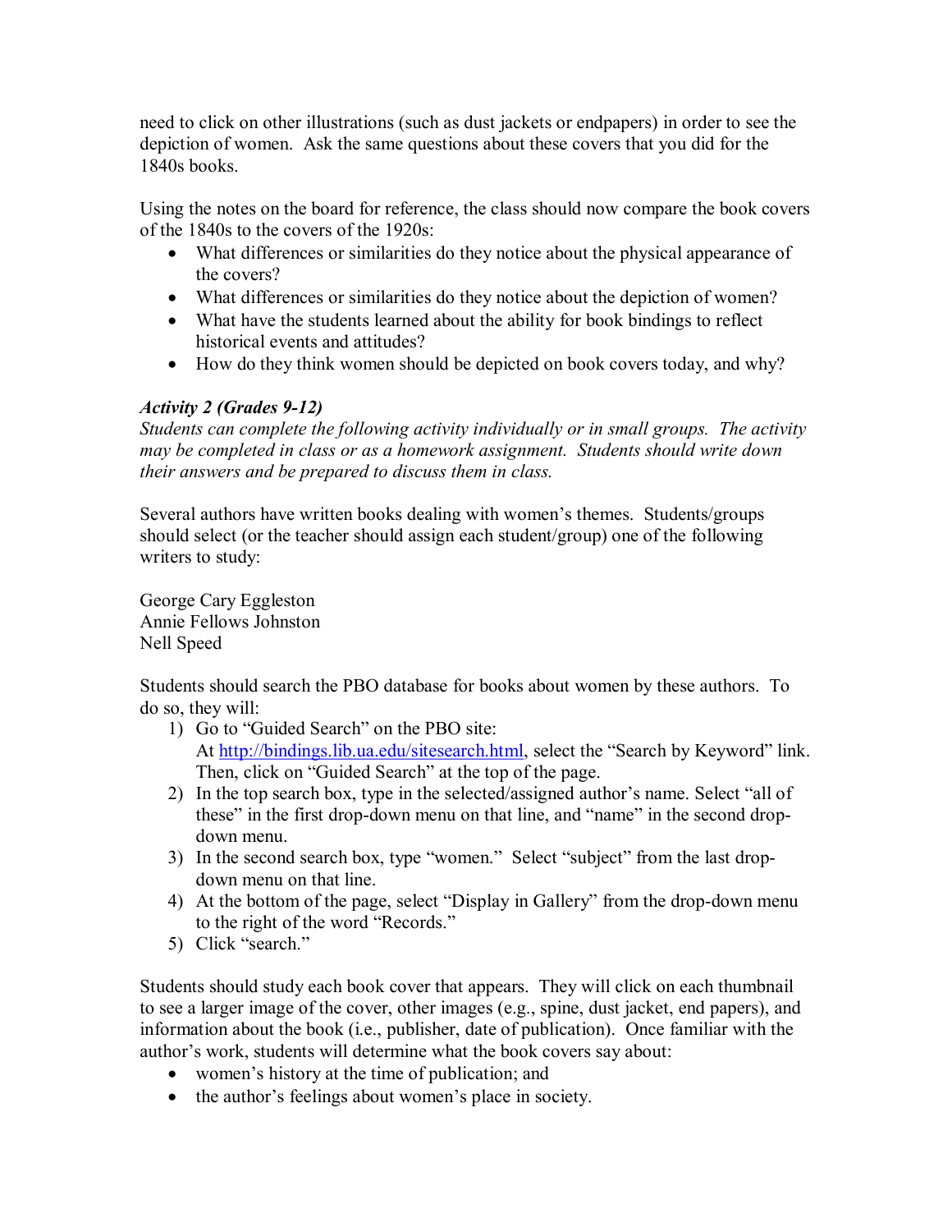need to click on other illustrations (such as dust jackets or endpapers) in order to see the depiction of women. Ask the same questions about these covers that you did for the 1840s books.

Using the notes on the board for reference, the class should now compare the book covers of the 1840s to the covers of the 1920s:

- What differences or similarities do they notice about the physical appearance of the covers?
- What differences or similarities do they notice about the depiction of women?
- What have the students learned about the ability for book bindings to reflect historical events and attitudes?
- How do they think women should be depicted on book covers today, and why?

***Activity 2 (Grades 9-12)***

*Students can complete the following activity individually or in small groups. The activity may be completed in class or as a homework assignment. Students should write down their answers and be prepared to discuss them in class.*

Several authors have written books dealing with women's themes. Students/groups should select (or the teacher should assign each student/group) one of the following writers to study:

George Cary Eggleston
Annie Fellows Johnston
Nell Speed

Students should search the PBO database for books about women by these authors. To do so, they will:

1) Go to "Guided Search" on the PBO site:
   At [http://bindings.lib.ua.edu/sitesearch.html](http://bindings.lib.ua.edu/sitesearch.html), select the "Search by Keyword" link. Then, click on "Guided Search" at the top of the page.
2) In the top search box, type in the selected/assigned author's name. Select "all of these" in the first drop-down menu on that line, and "name" in the second drop-down menu.
3) In the second search box, type "women." Select "subject" from the last drop-down menu on that line.
4) At the bottom of the page, select "Display in Gallery" from the drop-down menu to the right of the word "Records."
5) Click "search."

Students should study each book cover that appears. They will click on each thumbnail to see a larger image of the cover, other images (e.g., spine, dust jacket, end papers), and information about the book (i.e., publisher, date of publication). Once familiar with the author's work, students will determine what the book covers say about:

- women's history at the time of publication; and
- the author's feelings about women's place in society.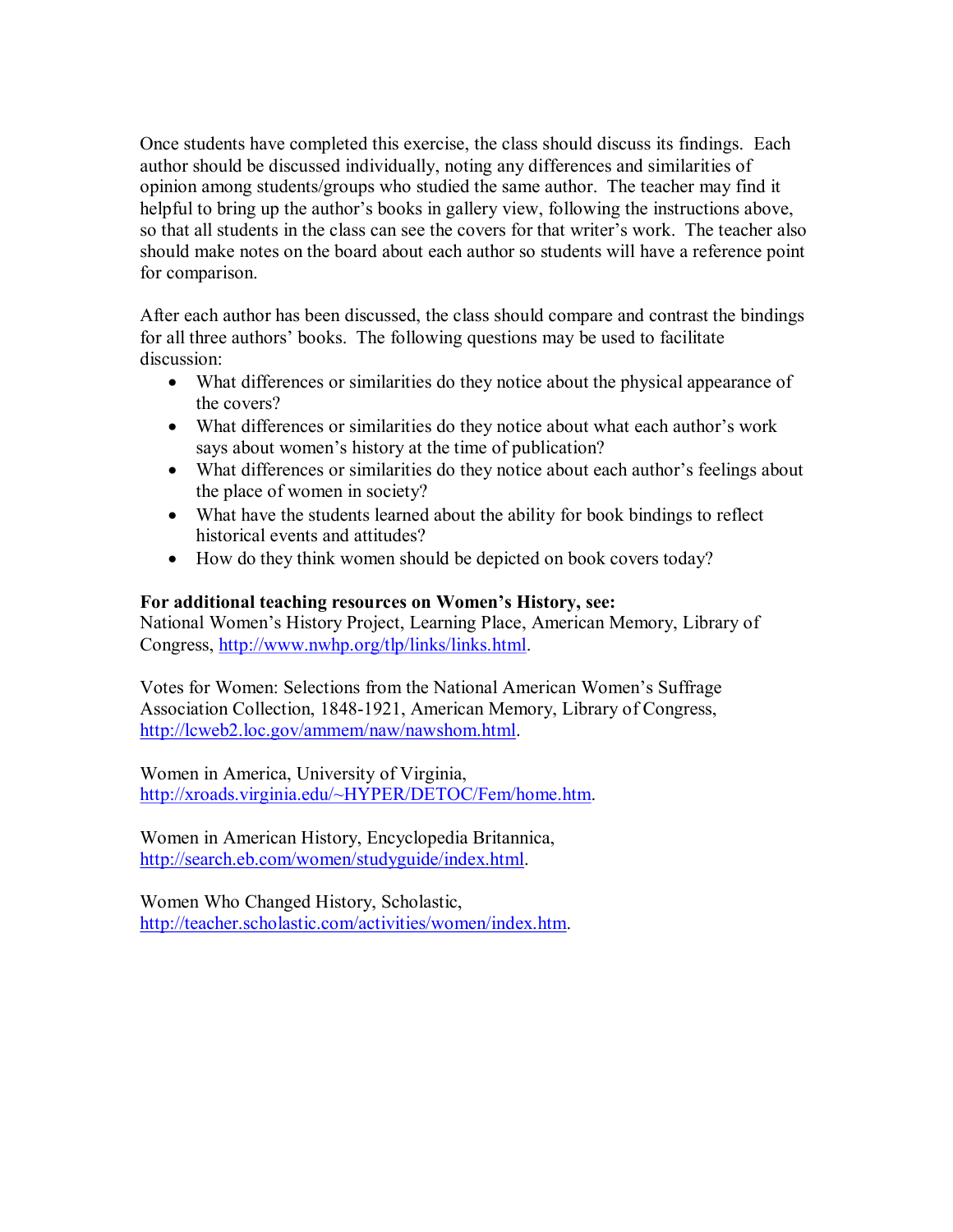Once students have completed this exercise, the class should discuss its findings. Each author should be discussed individually, noting any differences and similarities of opinion among students/groups who studied the same author. The teacher may find it helpful to bring up the author's books in gallery view, following the instructions above, so that all students in the class can see the covers for that writer's work. The teacher also should make notes on the board about each author so students will have a reference point for comparison.

After each author has been discussed, the class should compare and contrast the bindings for all three authors' books. The following questions may be used to facilitate discussion:

- What differences or similarities do they notice about the physical appearance of the covers?
- What differences or similarities do they notice about what each author's work says about women's history at the time of publication?
- What differences or similarities do they notice about each author's feelings about the place of women in society?
- What have the students learned about the ability for book bindings to reflect historical events and attitudes?
- How do they think women should be depicted on book covers today?

**For additional teaching resources on Women's History, see:**
National Women's History Project, Learning Place, American Memory, Library of Congress, http://www.nwhp.org/tlp/links/links.html.

Votes for Women: Selections from the National American Women's Suffrage Association Collection, 1848-1921, American Memory, Library of Congress, http://lcweb2.loc.gov/ammem/naw/nawshom.html.

Women in America, University of Virginia, http://xroads.virginia.edu/~HYPER/DETOC/Fem/home.htm.

Women in American History, Encyclopedia Britannica, http://search.eb.com/women/studyguide/index.html.

Women Who Changed History, Scholastic, http://teacher.scholastic.com/activities/women/index.htm.